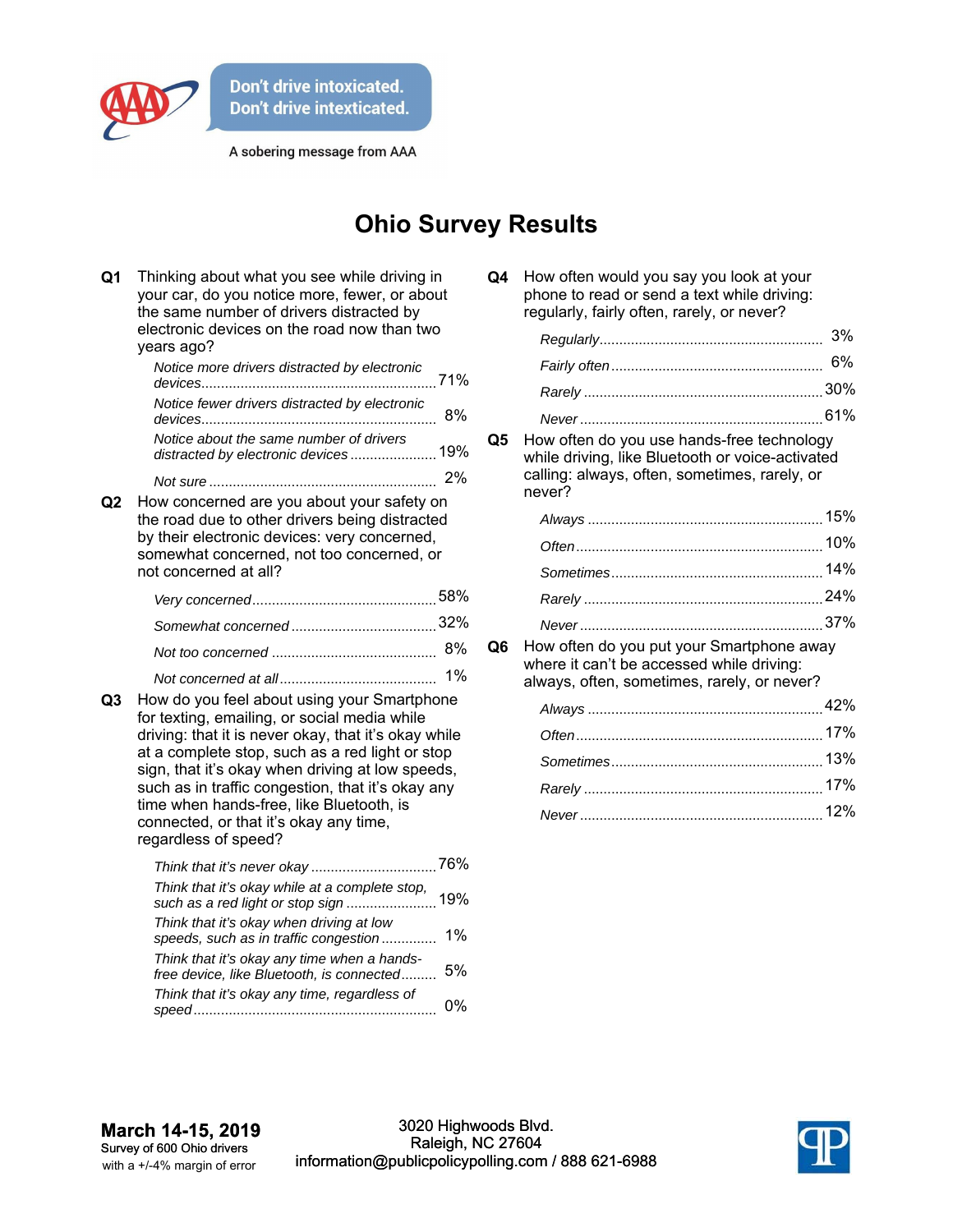Don't drive intoxicated.
Don't drive intexticated.

A sobering message from AAA

# Ohio Survey Results

**Q1** Thinking about what you see while driving in your car, do you notice more, fewer, or about the same number of drivers distracted by electronic devices on the road now than two years ago?

| | |
|---|---|
| *Notice more drivers distracted by electronic devices* | 71% |
| *Notice fewer drivers distracted by electronic devices* | 8% |
| *Notice about the same number of drivers distracted by electronic devices* | 19% |
| *Not sure* | 2% |

**Q2** How concerned are you about your safety on the road due to other drivers being distracted by their electronic devices: very concerned, somewhat concerned, not too concerned, or not concerned at all?

| | |
|---|---|
| *Very concerned* | 58% |
| *Somewhat concerned* | 32% |
| *Not too concerned* | 8% |
| *Not concerned at all* | 1% |

**Q3** How do you feel about using your Smartphone for texting, emailing, or social media while driving: that it is never okay, that it's okay while at a complete stop, such as a red light or stop sign, that it's okay when driving at low speeds, such as in traffic congestion, that it's okay any time when hands-free, like Bluetooth, is connected, or that it's okay any time, regardless of speed?

| | |
|---|---|
| *Think that it's never okay* | 76% |
| *Think that it's okay while at a complete stop, such as a red light or stop sign* | 19% |
| *Think that it's okay when driving at low speeds, such as in traffic congestion* | 1% |
| *Think that it's okay any time when a hands-free device, like Bluetooth, is connected* | 5% |
| *Think that it's okay any time, regardless of speed* | 0% |

**Q4** How often would you say you look at your phone to read or send a text while driving: regularly, fairly often, rarely, or never?

| | |
|---|---|
| *Regularly* | 3% |
| *Fairly often* | 6% |
| *Rarely* | 30% |
| *Never* | 61% |

**Q5** How often do you use hands-free technology while driving, like Bluetooth or voice-activated calling: always, often, sometimes, rarely, or never?

| | |
|---|---|
| *Always* | 15% |
| *Often* | 10% |
| *Sometimes* | 14% |
| *Rarely* | 24% |
| *Never* | 37% |

**Q6** How often do you put your Smartphone away where it can't be accessed while driving: always, often, sometimes, rarely, or never?

| | |
|---|---|
| *Always* | 42% |
| *Often* | 17% |
| *Sometimes* | 13% |
| *Rarely* | 17% |
| *Never* | 12% |

**March 14-15, 2019**
Survey of 600 Ohio drivers
with a +/-4% margin of error

3020 Highwoods Blvd.
Raleigh, NC 27604
information@publicpolicypolling.com / 888 621-6988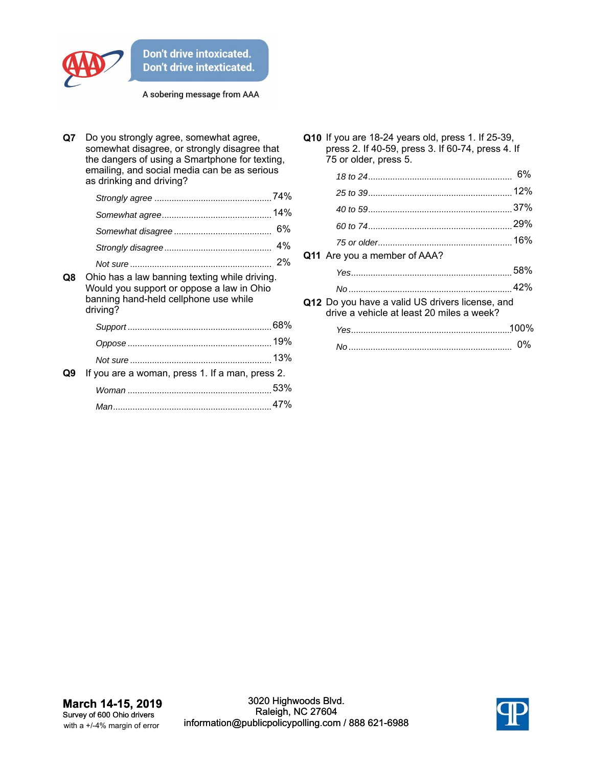Don't drive intoxicated.
Don't drive intexticated.

A sobering message from AAA

**Q7** Do you strongly agree, somewhat agree, somewhat disagree, or strongly disagree that the dangers of using a Smartphone for texting, emailing, and social media can be as serious as drinking and driving?

| | |
|---|---|
| *Strongly agree* | 74% |
| *Somewhat agree* | 14% |
| *Somewhat disagree* | 6% |
| *Strongly disagree* | 4% |
| *Not sure* | 2% |

**Q8** Ohio has a law banning texting while driving. Would you support or oppose a law in Ohio banning hand-held cellphone use while driving?

| | |
|---|---|
| *Support* | 68% |
| *Oppose* | 19% |
| *Not sure* | 13% |

**Q9** If you are a woman, press 1. If a man, press 2.

| | |
|---|---|
| *Woman* | 53% |
| *Man* | 47% |

**Q10** If you are 18-24 years old, press 1. If 25-39, press 2. If 40-59, press 3. If 60-74, press 4. If 75 or older, press 5.

| | |
|---|---|
| *18 to 24* | 6% |
| *25 to 39* | 12% |
| *40 to 59* | 37% |
| *60 to 74* | 29% |
| *75 or older* | 16% |

**Q11** Are you a member of AAA?

| | |
|---|---|
| *Yes* | 58% |
| *No* | 42% |

**Q12** Do you have a valid US drivers license, and drive a vehicle at least 20 miles a week?

| | |
|---|---|
| *Yes* | 100% |
| *No* | 0% |

**March 14-15, 2019**
Survey of 600 Ohio drivers
with a +/-4% margin of error

3020 Highwoods Blvd.
Raleigh, NC 27604
information@publicpolicypolling.com / 888 621-6988